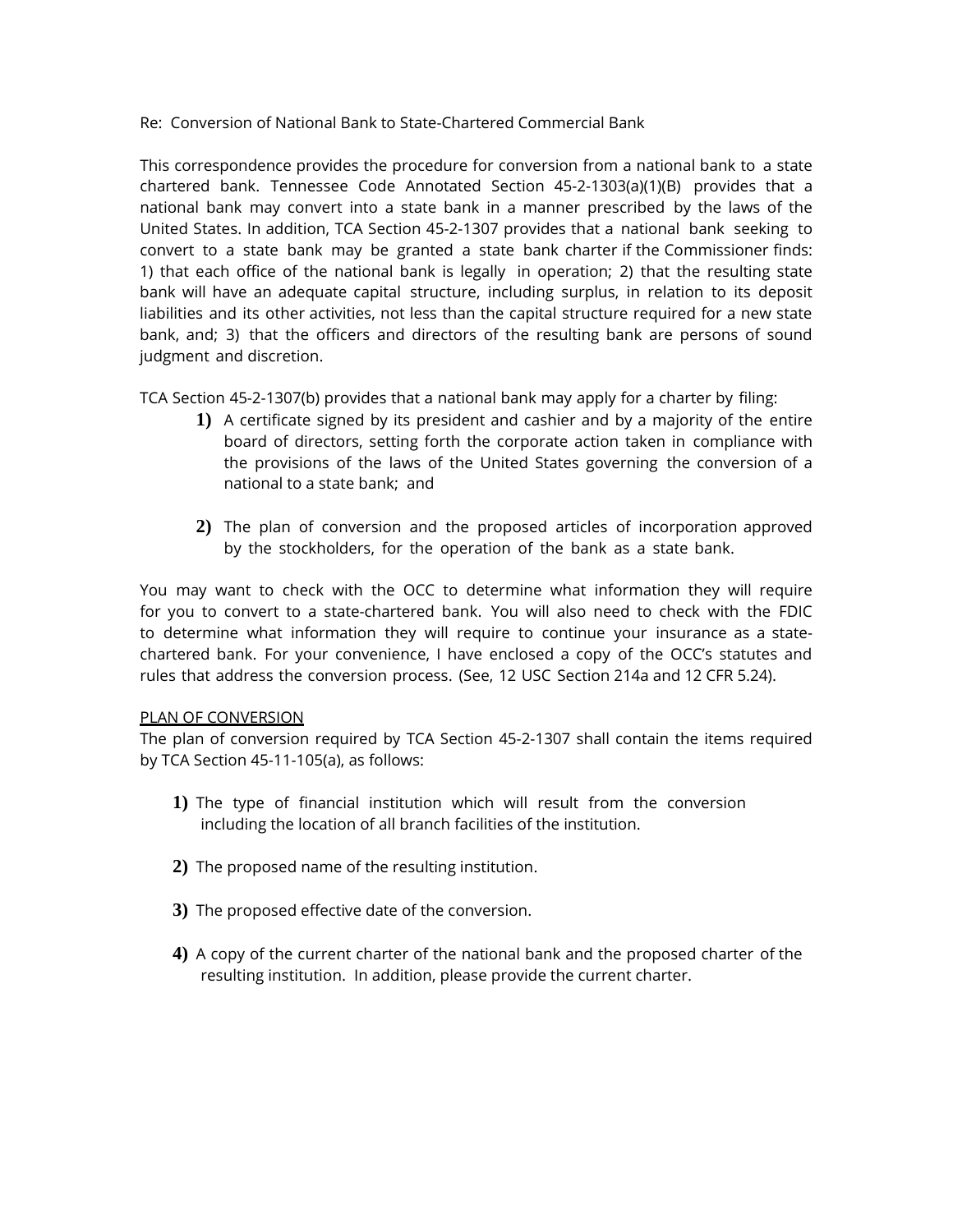Re: Conversion of National Bank to State-Chartered Commercial Bank

This correspondence provides the procedure for conversion from a national bank to a state chartered bank. Tennessee Code Annotated Section 45-2-1303(a)(1)(B) provides that a national bank may convert into a state bank in a manner prescribed by the laws of the United States. In addition, TCA Section 45-2-1307 provides that a national bank seeking to convert to a state bank may be granted a state bank charter if the Commissioner finds: 1) that each office of the national bank is legally in operation; 2) that the resulting state bank will have an adequate capital structure, including surplus, in relation to its deposit liabilities and its other activities, not less than the capital structure required for a new state bank, and; 3) that the officers and directors of the resulting bank are persons of sound judgment and discretion.

TCA Section 45-2-1307(b) provides that a national bank may apply for a charter by filing:

1) A certificate signed by its president and cashier and by a majority of the entire board of directors, setting forth the corporate action taken in compliance with the provisions of the laws of the United States governing the conversion of a national to a state bank; and

2) The plan of conversion and the proposed articles of incorporation approved by the stockholders, for the operation of the bank as a state bank.

You may want to check with the OCC to determine what information they will require for you to convert to a state-chartered bank. You will also need to check with the FDIC to determine what information they will require to continue your insurance as a state-chartered bank. For your convenience, I have enclosed a copy of the OCC's statutes and rules that address the conversion process. (See, 12 USC Section 214a and 12 CFR 5.24).

<u>PLAN OF CONVERSION</u>

The plan of conversion required by TCA Section 45-2-1307 shall contain the items required by TCA Section 45-11-105(a), as follows:

1) The type of financial institution which will result from the conversion including the location of all branch facilities of the institution.

2) The proposed name of the resulting institution.

3) The proposed effective date of the conversion.

4) A copy of the current charter of the national bank and the proposed charter of the resulting institution. In addition, please provide the current charter.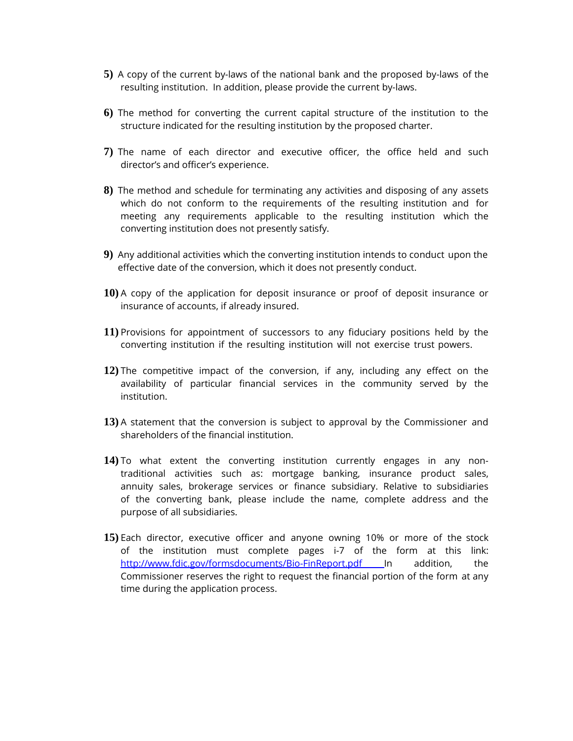5) A copy of the current by-laws of the national bank and the proposed by-laws of the resulting institution. In addition, please provide the current by-laws.

6) The method for converting the current capital structure of the institution to the structure indicated for the resulting institution by the proposed charter.

7) The name of each director and executive officer, the office held and such director's and officer's experience.

8) The method and schedule for terminating any activities and disposing of any assets which do not conform to the requirements of the resulting institution and for meeting any requirements applicable to the resulting institution which the converting institution does not presently satisfy.

9) Any additional activities which the converting institution intends to conduct upon the effective date of the conversion, which it does not presently conduct.

10) A copy of the application for deposit insurance or proof of deposit insurance or insurance of accounts, if already insured.

11) Provisions for appointment of successors to any fiduciary positions held by the converting institution if the resulting institution will not exercise trust powers.

12) The competitive impact of the conversion, if any, including any effect on the availability of particular financial services in the community served by the institution.

13) A statement that the conversion is subject to approval by the Commissioner and shareholders of the financial institution.

14) To what extent the converting institution currently engages in any non-traditional activities such as: mortgage banking, insurance product sales, annuity sales, brokerage services or finance subsidiary. Relative to subsidiaries of the converting bank, please include the name, complete address and the purpose of all subsidiaries.

15) Each director, executive officer and anyone owning 10% or more of the stock of the institution must complete pages i-7 of the form at this link: http://www.fdic.gov/formsdocuments/Bio-FinReport.pdf In addition, the Commissioner reserves the right to request the financial portion of the form at any time during the application process.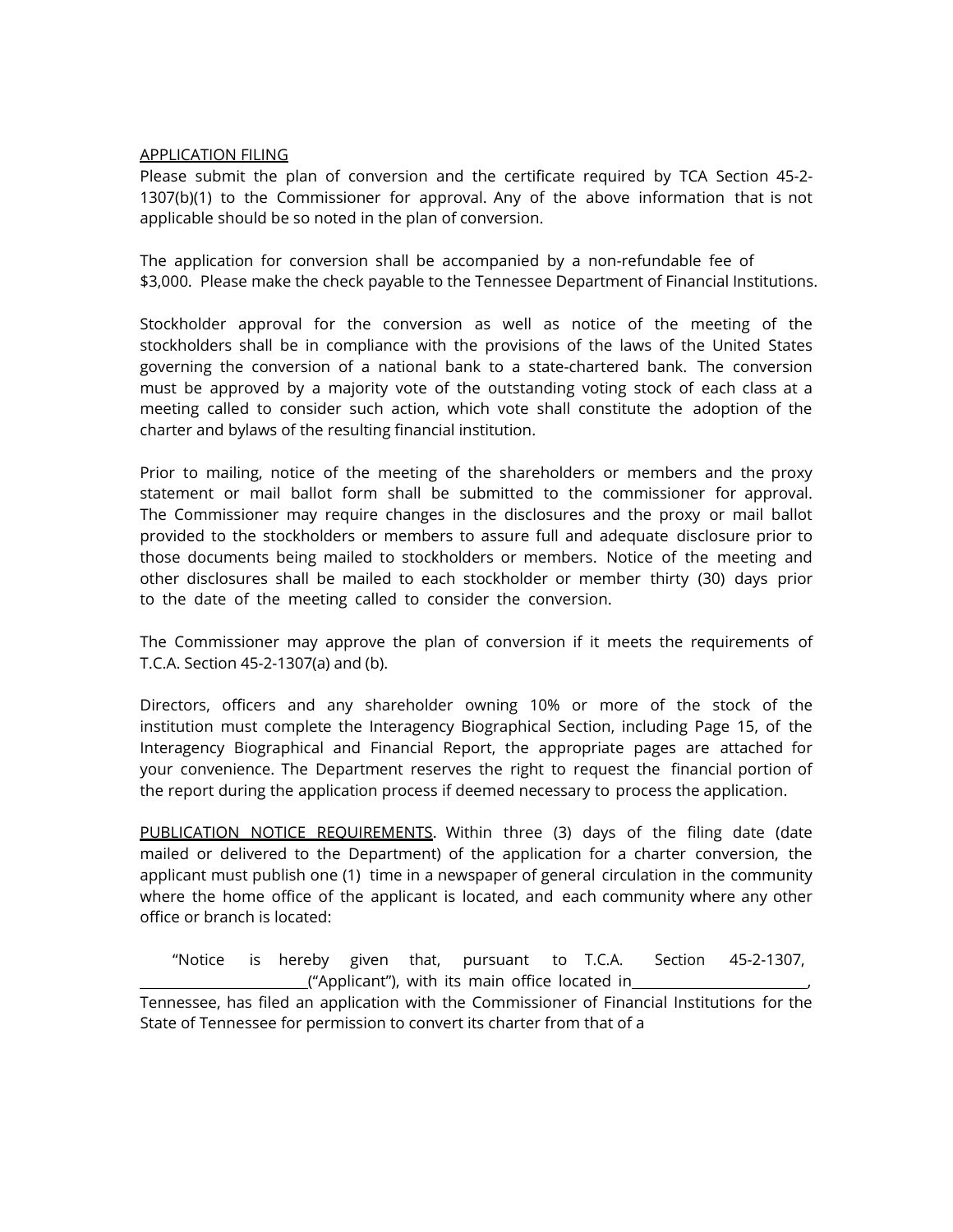<u>APPLICATION FILING</u>

Please submit the plan of conversion and the certificate required by TCA Section 45-2-1307(b)(1) to the Commissioner for approval. Any of the above information that is not applicable should be so noted in the plan of conversion.

The application for conversion shall be accompanied by a non-refundable fee of $3,000. Please make the check payable to the Tennessee Department of Financial Institutions.

Stockholder approval for the conversion as well as notice of the meeting of the stockholders shall be in compliance with the provisions of the laws of the United States governing the conversion of a national bank to a state-chartered bank. The conversion must be approved by a majority vote of the outstanding voting stock of each class at a meeting called to consider such action, which vote shall constitute the adoption of the charter and bylaws of the resulting financial institution.

Prior to mailing, notice of the meeting of the shareholders or members and the proxy statement or mail ballot form shall be submitted to the commissioner for approval. The Commissioner may require changes in the disclosures and the proxy or mail ballot provided to the stockholders or members to assure full and adequate disclosure prior to those documents being mailed to stockholders or members. Notice of the meeting and other disclosures shall be mailed to each stockholder or member thirty (30) days prior to the date of the meeting called to consider the conversion.

The Commissioner may approve the plan of conversion if it meets the requirements of T.C.A. Section 45-2-1307(a) and (b).

Directors, officers and any shareholder owning 10% or more of the stock of the institution must complete the Interagency Biographical Section, including Page 15, of the Interagency Biographical and Financial Report, the appropriate pages are attached for your convenience. The Department reserves the right to request the financial portion of the report during the application process if deemed necessary to process the application.

<u>PUBLICATION NOTICE REQUIREMENTS</u>. Within three (3) days of the filing date (date mailed or delivered to the Department) of the application for a charter conversion, the applicant must publish one (1) time in a newspaper of general circulation in the community where the home office of the applicant is located, and each community where any other office or branch is located:

"Notice is hereby given that, pursuant to T.C.A. Section 45-2-1307, ________________________("Applicant"), with its main office located in________________________, Tennessee, has filed an application with the Commissioner of Financial Institutions for the State of Tennessee for permission to convert its charter from that of a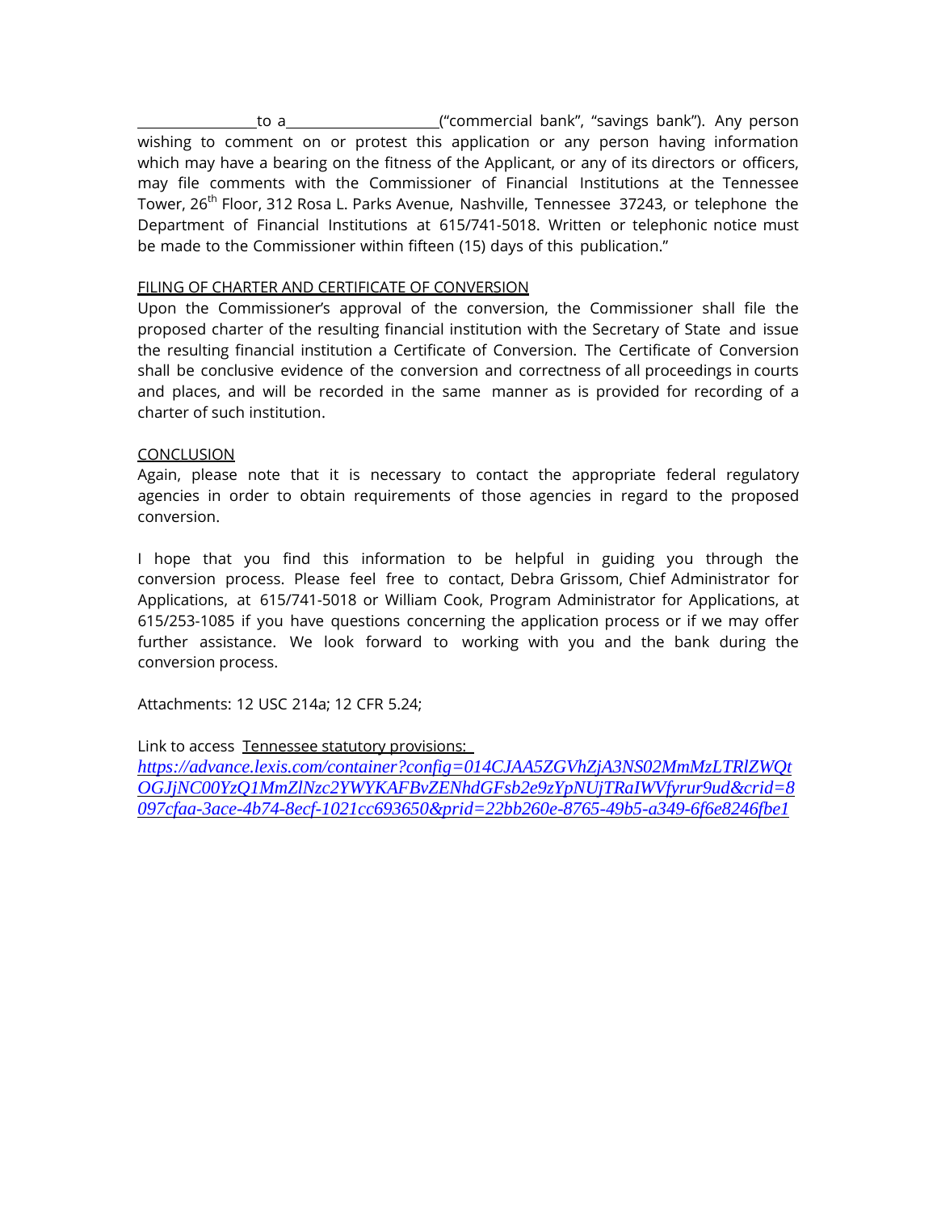\_\_\_\_\_\_\_\_\_\_\_\_\_\_\_\_\_ to a \_\_\_\_\_\_\_\_\_\_\_\_\_\_\_\_\_\_\_\_\_\_ ("commercial bank", "savings bank"). Any person wishing to comment on or protest this application or any person having information which may have a bearing on the fitness of the Applicant, or any of its directors or officers, may file comments with the Commissioner of Financial Institutions at the Tennessee Tower, 26th Floor, 312 Rosa L. Parks Avenue, Nashville, Tennessee 37243, or telephone the Department of Financial Institutions at 615/741-5018. Written or telephonic notice must be made to the Commissioner within fifteen (15) days of this publication."

<u>FILING OF CHARTER AND CERTIFICATE OF CONVERSION</u>

Upon the Commissioner's approval of the conversion, the Commissioner shall file the proposed charter of the resulting financial institution with the Secretary of State and issue the resulting financial institution a Certificate of Conversion. The Certificate of Conversion shall be conclusive evidence of the conversion and correctness of all proceedings in courts and places, and will be recorded in the same manner as is provided for recording of a charter of such institution.

<u>CONCLUSION</u>

Again, please note that it is necessary to contact the appropriate federal regulatory agencies in order to obtain requirements of those agencies in regard to the proposed conversion.

I hope that you find this information to be helpful in guiding you through the conversion process. Please feel free to contact, Debra Grissom, Chief Administrator for Applications, at 615/741-5018 or William Cook, Program Administrator for Applications, at 615/253-1085 if you have questions concerning the application process or if we may offer further assistance. We look forward to working with you and the bank during the conversion process.

Attachments: 12 USC 214a; 12 CFR 5.24;

Link to access <u>Tennessee statutory provisions:</u>
*https://advance.lexis.com/container?config=014CJAA5ZGVhZjA3NS02MmMzLTRlZWQtOGJjNC00YzQ1MmZlNzc2YWYKAFBvZENhdGFsb2e9zYpNUjTRaIWVfyrur9ud&crid=8097cfaa-3ace-4b74-8ecf-1021cc693650&prid=22bb260e-8765-49b5-a349-6f6e8246fbe1*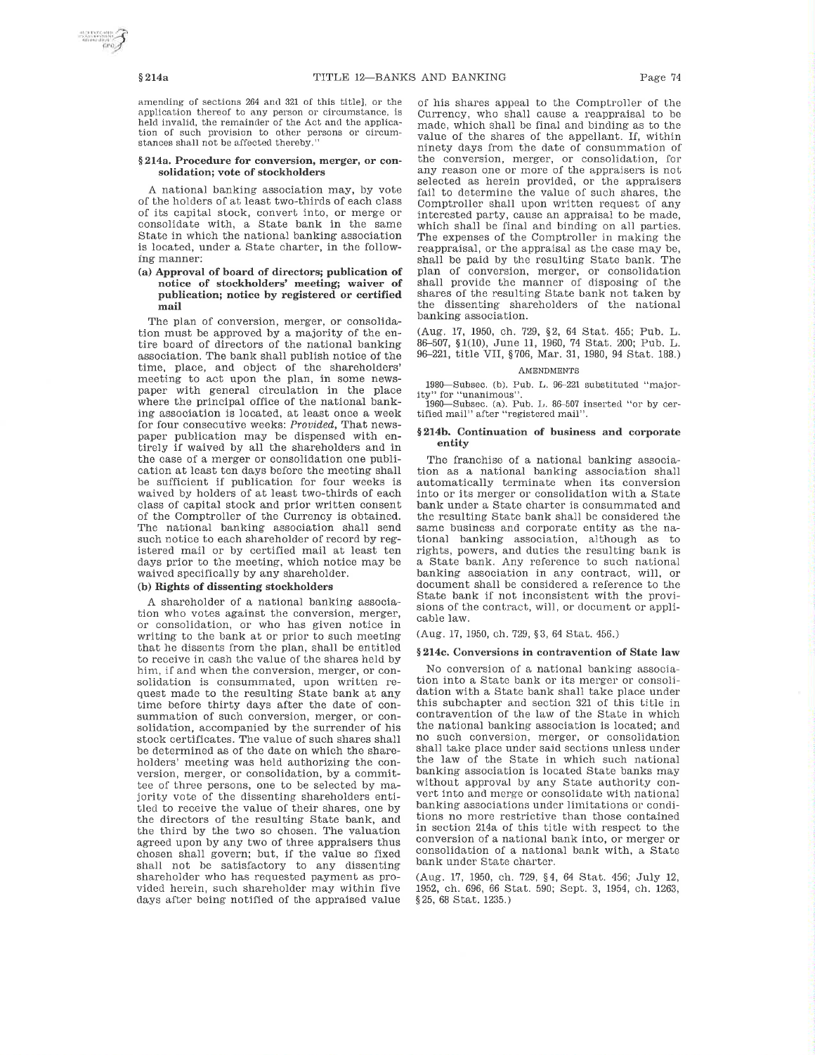amending of sections 264 and 321 of this title], or the application thereof to any person or circumstance, is held invalid, the remainder of the Act and the application of such provision to other persons or circumstances shall not be affected thereby."

## § 214a. Procedure for conversion, merger, or consolidation; vote of stockholders

A national banking association may, by vote of the holders of at least two-thirds of each class of its capital stock, convert into, or merge or consolidate with, a State bank in the same State in which the national banking association is located, under a State charter, in the following manner:

### (a) Approval of board of directors; publication of notice of stockholders' meeting; waiver of publication; notice by registered or certified mail

The plan of conversion, merger, or consolidation must be approved by a majority of the entire board of directors of the national banking association. The bank shall publish notice of the time, place, and object of the shareholders' meeting to act upon the plan, in some newspaper with general circulation in the place where the principal office of the national banking association is located, at least once a week for four consecutive weeks: *Provided*, That newspaper publication may be dispensed with entirely if waived by all the shareholders and in the case of a merger or consolidation one publication at least ten days before the meeting shall be sufficient if publication for four weeks is waived by holders of at least two-thirds of each class of capital stock and prior written consent of the Comptroller of the Currency is obtained. The national banking association shall send such notice to each shareholder of record by registered mail or by certified mail at least ten days prior to the meeting, which notice may be waived specifically by any shareholder.

### (b) Rights of dissenting stockholders

A shareholder of a national banking association who votes against the conversion, merger, or consolidation, or who has given notice in writing to the bank at or prior to such meeting that he dissents from the plan, shall be entitled to receive in cash the value of the shares held by him, if and when the conversion, merger, or consolidation is consummated, upon written request made to the resulting State bank at any time before thirty days after the date of consummation of such conversion, merger, or consolidation, accompanied by the surrender of his stock certificates. The value of such shares shall be determined as of the date on which the shareholders' meeting was held authorizing the conversion, merger, or consolidation, by a committee of three persons, one to be selected by majority vote of the dissenting shareholders entitled to receive the value of their shares, one by the directors of the resulting State bank, and the third by the two so chosen. The valuation agreed upon by any two of three appraisers thus chosen shall govern; but, if the value so fixed shall not be satisfactory to any dissenting shareholder who has requested payment as provided herein, such shareholder may within five days after being notified of the appraised value of his shares appeal to the Comptroller of the Currency, who shall cause a reappraisal to be made, which shall be final and binding as to the value of the shares of the appellant. If, within ninety days from the date of consummation of the conversion, merger, or consolidation, for any reason one or more of the appraisers is not selected as herein provided, or the appraisers fail to determine the value of such shares, the Comptroller shall upon written request of any interested party, cause an appraisal to be made, which shall be final and binding on all parties. The expenses of the Comptroller in making the reappraisal, or the appraisal as the case may be, shall be paid by the resulting State bank. The plan of conversion, merger, or consolidation shall provide the manner of disposing of the shares of the resulting State bank not taken by the dissenting shareholders of the national banking association.

(Aug. 17, 1950, ch. 729, §2, 64 Stat. 455; Pub. L. 86–507, §1(10), June 11, 1960, 74 Stat. 200; Pub. L. 96–221, title VII, §706, Mar. 31, 1980, 94 Stat. 188.)

AMENDMENTS

1980—Subsec. (b). Pub. L. 96–221 substituted "majority" for "unanimous".

1960—Subsec. (a). Pub. L. 86–507 inserted "or by certified mail" after "registered mail".

## § 214b. Continuation of business and corporate entity

The franchise of a national banking association as a national banking association shall automatically terminate when its conversion into or its merger or consolidation with a State bank under a State charter is consummated and the resulting State bank shall be considered the same business and corporate entity as the national banking association, although as to rights, powers, and duties the resulting bank is a State bank. Any reference to such national banking association in any contract, will, or document shall be considered a reference to the State bank if not inconsistent with the provisions of the contract, will, or document or applicable law.

(Aug. 17, 1950, ch. 729, §3, 64 Stat. 456.)

## § 214c. Conversions in contravention of State law

No conversion of a national banking association into a State bank or its merger or consolidation with a State bank shall take place under this subchapter and section 321 of this title in contravention of the law of the State in which the national banking association is located; and no such conversion, merger, or consolidation shall take place under said sections unless under the law of the State in which such national banking association is located State banks may without approval by any State authority convert into and merge or consolidate with national banking associations under limitations or conditions no more restrictive than those contained in section 214a of this title with respect to the conversion of a national bank into, or merger or consolidation of a national bank with, a State bank under State charter.

(Aug. 17, 1950, ch. 729, §4, 64 Stat. 456; July 12, 1952, ch. 696, 66 Stat. 590; Sept. 3, 1954, ch. 1263, §25, 68 Stat. 1235.)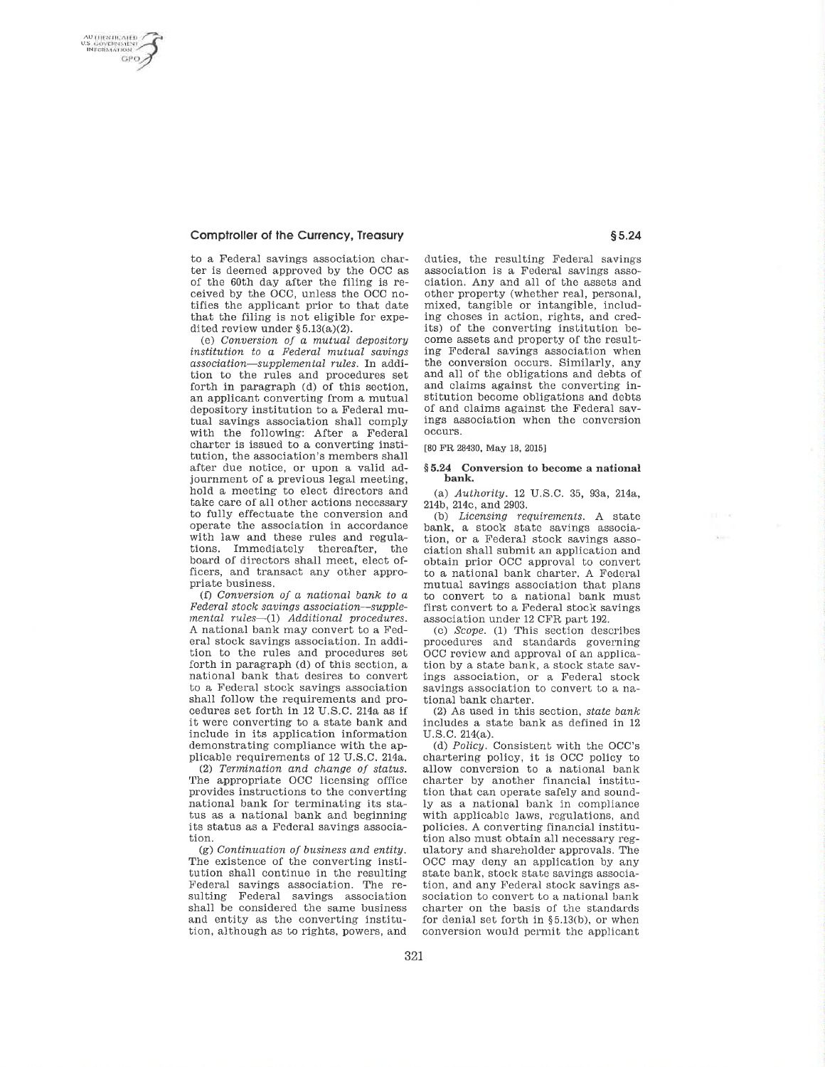to a Federal savings association charter is deemed approved by the OCC as of the 60th day after the filing is received by the OCC, unless the OCC notifies the applicant prior to that date that the filing is not eligible for expedited review under §5.13(a)(2).

(e) *Conversion of a mutual depository institution to a Federal mutual savings association—supplemental rules.* In addition to the rules and procedures set forth in paragraph (d) of this section, an applicant converting from a mutual depository institution to a Federal mutual savings association shall comply with the following: After a Federal charter is issued to a converting institution, the association's members shall after due notice, or upon a valid adjournment of a previous legal meeting, hold a meeting to elect directors and take care of all other actions necessary to fully effectuate the conversion and operate the association in accordance with law and these rules and regulations. Immediately thereafter, the board of directors shall meet, elect officers, and transact any other appropriate business.

(f) *Conversion of a national bank to a Federal stock savings association—supplemental rules*—(1) *Additional procedures.* A national bank may convert to a Federal stock savings association. In addition to the rules and procedures set forth in paragraph (d) of this section, a national bank that desires to convert to a Federal stock savings association shall follow the requirements and procedures set forth in 12 U.S.C. 214a as if it were converting to a state bank and include in its application information demonstrating compliance with the applicable requirements of 12 U.S.C. 214a.

(2) *Termination and change of status.* The appropriate OCC licensing office provides instructions to the converting national bank for terminating its status as a national bank and beginning its status as a Federal savings association.

(g) *Continuation of business and entity.* The existence of the converting institution shall continue in the resulting Federal savings association. The resulting Federal savings association shall be considered the same business and entity as the converting institution, although as to rights, powers, and duties, the resulting Federal savings association is a Federal savings association. Any and all of the assets and other property (whether real, personal, mixed, tangible or intangible, including choses in action, rights, and credits) of the converting institution become assets and property of the resulting Federal savings association when the conversion occurs. Similarly, any and all of the obligations and debts of and claims against the converting institution become obligations and debts of and claims against the Federal savings association when the conversion occurs.

[80 FR 28430, May 18, 2015]

## §5.24 Conversion to become a national bank.

(a) *Authority.* 12 U.S.C. 35, 93a, 214a, 214b, 214c, and 2903.

(b) *Licensing requirements.* A state bank, a stock state savings association, or a Federal stock savings association shall submit an application and obtain prior OCC approval to convert to a national bank charter. A Federal mutual savings association that plans to convert to a national bank must first convert to a Federal stock savings association under 12 CFR part 192.

(c) *Scope.* (1) This section describes procedures and standards governing OCC review and approval of an application by a state bank, a stock state savings association, or a Federal stock savings association to convert to a national bank charter.

(2) As used in this section, *state bank* includes a state bank as defined in 12 U.S.C. 214(a).

(d) *Policy.* Consistent with the OCC's chartering policy, it is OCC policy to allow conversion to a national bank charter by another financial institution that can operate safely and soundly as a national bank in compliance with applicable laws, regulations, and policies. A converting financial institution also must obtain all necessary regulatory and shareholder approvals. The OCC may deny an application by any state bank, stock state savings association, and any Federal stock savings association to convert to a national bank charter on the basis of the standards for denial set forth in §5.13(b), or when conversion would permit the applicant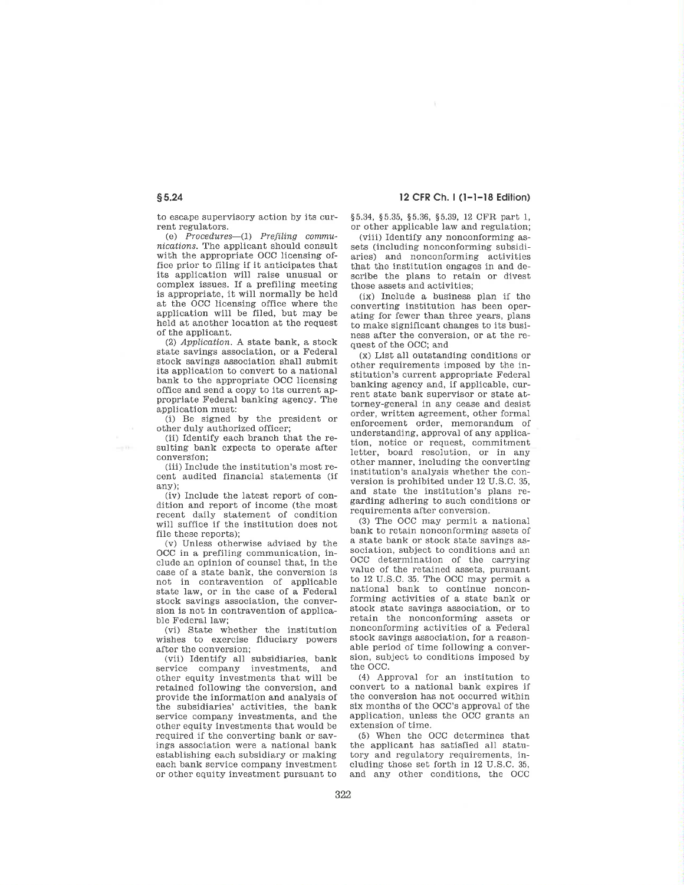to escape supervisory action by its current regulators.

(e) *Procedures*—(1) *Prefiling communications.* The applicant should consult with the appropriate OCC licensing office prior to filing if it anticipates that its application will raise unusual or complex issues. If a prefiling meeting is appropriate, it will normally be held at the OCC licensing office where the application will be filed, but may be held at another location at the request of the applicant.

(2) *Application.* A state bank, a stock state savings association, or a Federal stock savings association shall submit its application to convert to a national bank to the appropriate OCC licensing office and send a copy to its current appropriate Federal banking agency. The application must:

(i) Be signed by the president or other duly authorized officer;

(ii) Identify each branch that the resulting bank expects to operate after conversion;

(iii) Include the institution's most recent audited financial statements (if any);

(iv) Include the latest report of condition and report of income (the most recent daily statement of condition will suffice if the institution does not file these reports);

(v) Unless otherwise advised by the OCC in a prefiling communication, include an opinion of counsel that, in the case of a state bank, the conversion is not in contravention of applicable state law, or in the case of a Federal stock savings association, the conversion is not in contravention of applicable Federal law;

(vi) State whether the institution wishes to exercise fiduciary powers after the conversion;

(vii) Identify all subsidiaries, bank service company investments, and other equity investments that will be retained following the conversion, and provide the information and analysis of the subsidiaries' activities, the bank service company investments, and the other equity investments that would be required if the converting bank or savings association were a national bank establishing each subsidiary or making each bank service company investment or other equity investment pursuant to §5.34, §5.35, §5.36, §5.39, 12 CFR part 1, or other applicable law and regulation;

(viii) Identify any nonconforming assets (including nonconforming subsidiaries) and nonconforming activities that the institution engages in and describe the plans to retain or divest those assets and activities;

(ix) Include a business plan if the converting institution has been operating for fewer than three years, plans to make significant changes to its business after the conversion, or at the request of the OCC; and

(x) List all outstanding conditions or other requirements imposed by the institution's current appropriate Federal banking agency and, if applicable, current state bank supervisor or state attorney-general in any cease and desist order, written agreement, other formal enforcement order, memorandum of understanding, approval of any application, notice or request, commitment letter, board resolution, or in any other manner, including the converting institution's analysis whether the conversion is prohibited under 12 U.S.C. 35, and state the institution's plans regarding adhering to such conditions or requirements after conversion.

(3) The OCC may permit a national bank to retain nonconforming assets of a state bank or stock state savings association, subject to conditions and an OCC determination of the carrying value of the retained assets, pursuant to 12 U.S.C. 35. The OCC may permit a national bank to continue nonconforming activities of a state bank or stock state savings association, or to retain the nonconforming assets or nonconforming activities of a Federal stock savings association, for a reasonable period of time following a conversion, subject to conditions imposed by the OCC.

(4) Approval for an institution to convert to a national bank expires if the conversion has not occurred within six months of the OCC's approval of the application, unless the OCC grants an extension of time.

(5) When the OCC determines that the applicant has satisfied all statutory and regulatory requirements, including those set forth in 12 U.S.C. 35, and any other conditions, the OCC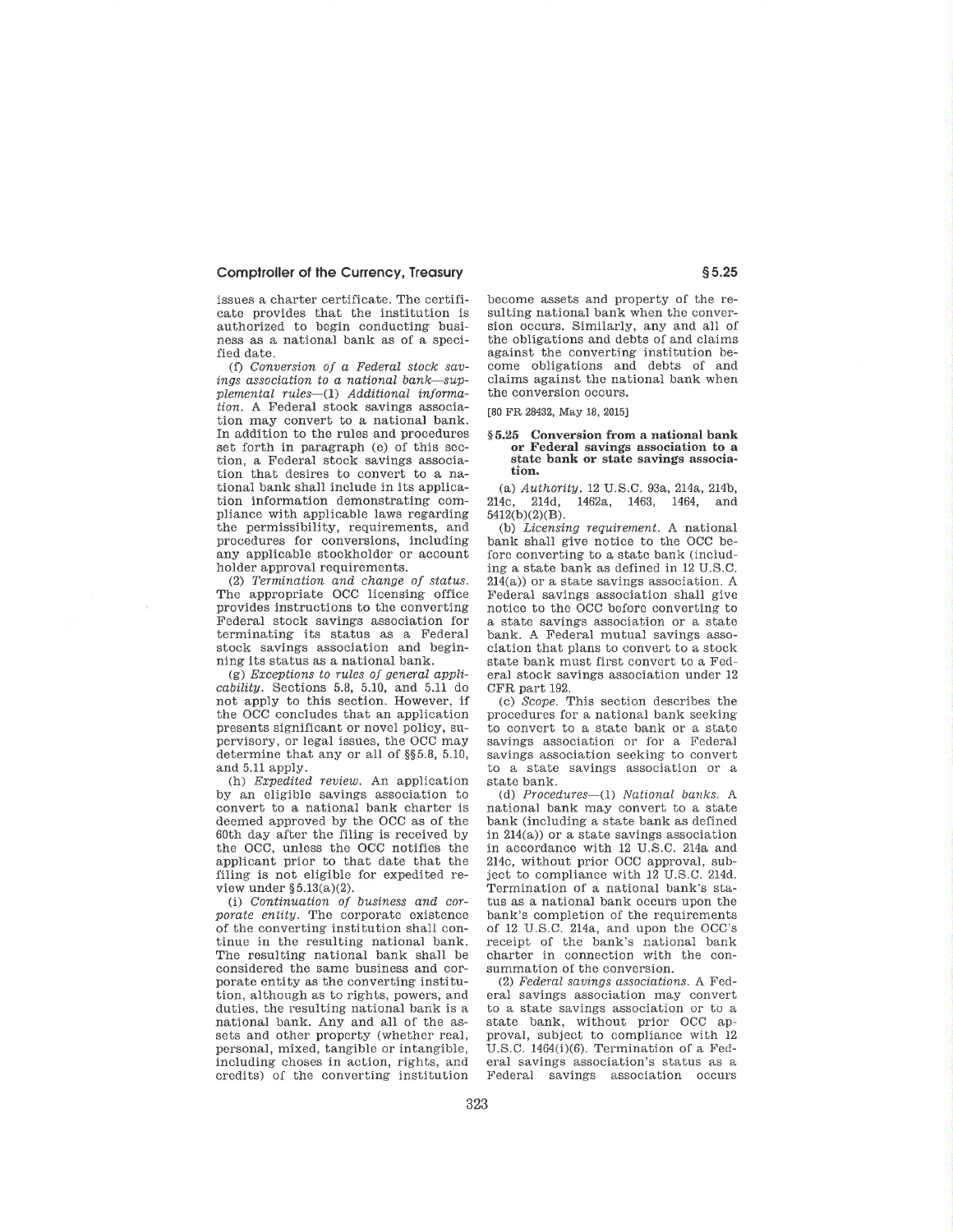issues a charter certificate. The certificate provides that the institution is authorized to begin conducting business as a national bank as of a specified date.

(f) *Conversion of a Federal stock savings association to a national bank—supplemental rules*—(1) *Additional information.* A Federal stock savings association may convert to a national bank. In addition to the rules and procedures set forth in paragraph (e) of this section, a Federal stock savings association that desires to convert to a national bank shall include in its application information demonstrating compliance with applicable laws regarding the permissibility, requirements, and procedures for conversions, including any applicable stockholder or account holder approval requirements.

(2) *Termination and change of status.* The appropriate OCC licensing office provides instructions to the converting Federal stock savings association for terminating its status as a Federal stock savings association and beginning its status as a national bank.

(g) *Exceptions to rules of general applicability.* Sections 5.8, 5.10, and 5.11 do not apply to this section. However, if the OCC concludes that an application presents significant or novel policy, supervisory, or legal issues, the OCC may determine that any or all of §§5.8, 5.10, and 5.11 apply.

(h) *Expedited review.* An application by an eligible savings association to convert to a national bank charter is deemed approved by the OCC as of the 60th day after the filing is received by the OCC, unless the OCC notifies the applicant prior to that date that the filing is not eligible for expedited review under §5.13(a)(2).

(i) *Continuation of business and corporate entity.* The corporate existence of the converting institution shall continue in the resulting national bank. The resulting national bank shall be considered the same business and corporate entity as the converting institution, although as to rights, powers, and duties, the resulting national bank is a national bank. Any and all of the assets and other property (whether real, personal, mixed, tangible or intangible, including choses in action, rights, and credits) of the converting institution become assets and property of the resulting national bank when the conversion occurs. Similarly, any and all of the obligations and debts of and claims against the converting institution become obligations and debts of and claims against the national bank when the conversion occurs.

[80 FR 28432, May 18, 2015]

## §5.25 Conversion from a national bank or Federal savings association to a state bank or state savings association.

(a) *Authority.* 12 U.S.C. 93a, 214a, 214b, 214c, 214d, 1462a, 1463, 1464, and 5412(b)(2)(B).

(b) *Licensing requirement.* A national bank shall give notice to the OCC before converting to a state bank (including a state bank as defined in 12 U.S.C. 214(a)) or a state savings association. A Federal savings association shall give notice to the OCC before converting to a state savings association or a state bank. A Federal mutual savings association that plans to convert to a stock state bank must first convert to a Federal stock savings association under 12 CFR part 192.

(c) *Scope.* This section describes the procedures for a national bank seeking to convert to a state bank or a state savings association or for a Federal savings association seeking to convert to a state savings association or a state bank.

(d) *Procedures*—(1) *National banks.* A national bank may convert to a state bank (including a state bank as defined in 214(a)) or a state savings association in accordance with 12 U.S.C. 214a and 214c, without prior OCC approval, subject to compliance with 12 U.S.C. 214d. Termination of a national bank's status as a national bank occurs upon the bank's completion of the requirements of 12 U.S.C. 214a, and upon the OCC's receipt of the bank's national bank charter in connection with the consummation of the conversion.

(2) *Federal savings associations.* A Federal savings association may convert to a state savings association or to a state bank, without prior OCC approval, subject to compliance with 12 U.S.C. 1464(i)(6). Termination of a Federal savings association's status as a Federal savings association occurs